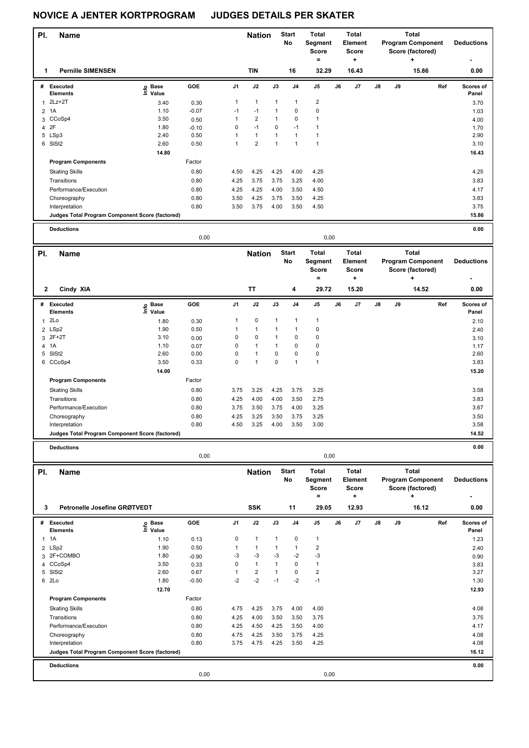# NOVICE A JENTER KORTPROGRAM JUDGES DETAILS PER SKATER

| Pl. | Name | Nation | Start No | Total Segment Score = | Total Element Score + | Total Program Component Score (factored) + | Deductions - |
|---|---|---|---|---|---|---|---|
| 1 | Pernille SIMENSEN | TIN | 16 | 32.29 | 16.43 | 15.86 | 0.00 |

| # | Executed Elements | Info | Base Value | GOE | J1 | J2 | J3 | J4 | J5 | J6 | J7 | J8 | J9 | Ref | Scores of Panel |
|---|---|---|---|---|---|---|---|---|---|---|---|---|---|---|---|
| 1 | 2Lz+2T | | 3.40 | 0.30 | 1 | 1 | 1 | 1 | 2 | | | | | | 3.70 |
| 2 | 1A | | 1.10 | -0.07 | -1 | -1 | 1 | 0 | 0 | | | | | | 1.03 |
| 3 | CCoSp4 | | 3.50 | 0.50 | 1 | 2 | 1 | 0 | 1 | | | | | | 4.00 |
| 4 | 2F | | 1.80 | -0.10 | 0 | -1 | 0 | -1 | 1 | | | | | | 1.70 |
| 5 | LSp3 | | 2.40 | 0.50 | 1 | 1 | 1 | 1 | 1 | | | | | | 2.90 |
| 6 | SlSt2 | | 2.60 | 0.50 | 1 | 2 | 1 | 1 | 1 | | | | | | 3.10 |
| | | | 14.80 | | | | | | | | | | | | 16.43 |
| | **Program Components** | | | Factor | | | | | | | | | | | |
| | Skating Skills | | | 0.80 | 4.50 | 4.25 | 4.25 | 4.00 | 4.25 | | | | | | 4.25 |
| | Transitions | | | 0.80 | 4.25 | 3.75 | 3.75 | 3.25 | 4.00 | | | | | | 3.83 |
| | Performance/Execution | | | 0.80 | 4.25 | 4.25 | 4.00 | 3.50 | 4.50 | | | | | | 4.17 |
| | Choreography | | | 0.80 | 3.50 | 4.25 | 3.75 | 3.50 | 4.25 | | | | | | 3.83 |
| | Interpretation | | | 0.80 | 3.50 | 3.75 | 4.00 | 3.50 | 4.50 | | | | | | 3.75 |
| | **Judges Total Program Component Score (factored)** | | | | | | | | | | | | | | 15.86 |

| Deductions | | | 0.00 |
|---|---|---|---|
| | 0,00 | 0,00 | |

| Pl. | Name | Nation | Start No | Total Segment Score = | Total Element Score + | Total Program Component Score (factored) + | Deductions - |
|---|---|---|---|---|---|---|---|
| 2 | Cindy XIA | TT | 4 | 29.72 | 15.20 | 14.52 | 0.00 |

| # | Executed Elements | Info | Base Value | GOE | J1 | J2 | J3 | J4 | J5 | J6 | J7 | J8 | J9 | Ref | Scores of Panel |
|---|---|---|---|---|---|---|---|---|---|---|---|---|---|---|---|
| 1 | 2Lo | | 1.80 | 0.30 | 1 | 0 | 1 | 1 | 1 | | | | | | 2.10 |
| 2 | LSp2 | | 1.90 | 0.50 | 1 | 1 | 1 | 1 | 0 | | | | | | 2.40 |
| 3 | 2F+2T | | 3.10 | 0.00 | 0 | 0 | 1 | 0 | 0 | | | | | | 3.10 |
| 4 | 1A | | 1.10 | 0.07 | 0 | 1 | 1 | 0 | 0 | | | | | | 1.17 |
| 5 | SlSt2 | | 2.60 | 0.00 | 0 | 1 | 0 | 0 | 0 | | | | | | 2.60 |
| 6 | CCoSp4 | | 3.50 | 0.33 | 0 | 1 | 0 | 1 | 1 | | | | | | 3.83 |
| | | | 14.00 | | | | | | | | | | | | 15.20 |
| | **Program Components** | | | Factor | | | | | | | | | | | |
| | Skating Skills | | | 0.80 | 3.75 | 3.25 | 4.25 | 3.75 | 3.25 | | | | | | 3.58 |
| | Transitions | | | 0.80 | 4.25 | 4.00 | 4.00 | 3.50 | 2.75 | | | | | | 3.83 |
| | Performance/Execution | | | 0.80 | 3.75 | 3.50 | 3.75 | 4.00 | 3.25 | | | | | | 3.67 |
| | Choreography | | | 0.80 | 4.25 | 3.25 | 3.50 | 3.75 | 3.25 | | | | | | 3.50 |
| | Interpretation | | | 0.80 | 4.50 | 3.25 | 4.00 | 3.50 | 3.00 | | | | | | 3.58 |
| | **Judges Total Program Component Score (factored)** | | | | | | | | | | | | | | 14.52 |

| Deductions | | | 0.00 |
|---|---|---|---|
| | 0,00 | 0,00 | |

| Pl. | Name | Nation | Start No | Total Segment Score = | Total Element Score + | Total Program Component Score (factored) + | Deductions - |
|---|---|---|---|---|---|---|---|
| 3 | Petronelle Josefine GRØTVEDT | SSK | 11 | 29.05 | 12.93 | 16.12 | 0.00 |

| # | Executed Elements | Info | Base Value | GOE | J1 | J2 | J3 | J4 | J5 | J6 | J7 | J8 | J9 | Ref | Scores of Panel |
|---|---|---|---|---|---|---|---|---|---|---|---|---|---|---|---|
| 1 | 1A | | 1.10 | 0.13 | 0 | 1 | 1 | 0 | 1 | | | | | | 1.23 |
| 2 | LSp2 | | 1.90 | 0.50 | 1 | 1 | 1 | 1 | 2 | | | | | | 2.40 |
| 3 | 2F+COMBO | | 1.80 | -0.90 | -3 | -3 | -3 | -2 | -3 | | | | | | 0.90 |
| 4 | CCoSp4 | | 3.50 | 0.33 | 0 | 1 | 1 | 0 | 1 | | | | | | 3.83 |
| 5 | SlSt2 | | 2.60 | 0.67 | 1 | 2 | 1 | 0 | 2 | | | | | | 3.27 |
| 6 | 2Lo | | 1.80 | -0.50 | -2 | -2 | -1 | -2 | -1 | | | | | | 1.30 |
| | | | 12.70 | | | | | | | | | | | | 12.93 |
| | **Program Components** | | | Factor | | | | | | | | | | | |
| | Skating Skills | | | 0.80 | 4.75 | 4.25 | 3.75 | 4.00 | 4.00 | | | | | | 4.08 |
| | Transitions | | | 0.80 | 4.25 | 4.00 | 3.50 | 3.50 | 3.75 | | | | | | 3.75 |
| | Performance/Execution | | | 0.80 | 4.25 | 4.50 | 4.25 | 3.50 | 4.00 | | | | | | 4.17 |
| | Choreography | | | 0.80 | 4.75 | 4.25 | 3.50 | 3.75 | 4.25 | | | | | | 4.08 |
| | Interpretation | | | 0.80 | 3.75 | 4.75 | 4.25 | 3.50 | 4.25 | | | | | | 4.08 |
| | **Judges Total Program Component Score (factored)** | | | | | | | | | | | | | | 16.12 |

| Deductions | | | 0.00 |
|---|---|---|---|
| | 0,00 | 0,00 | |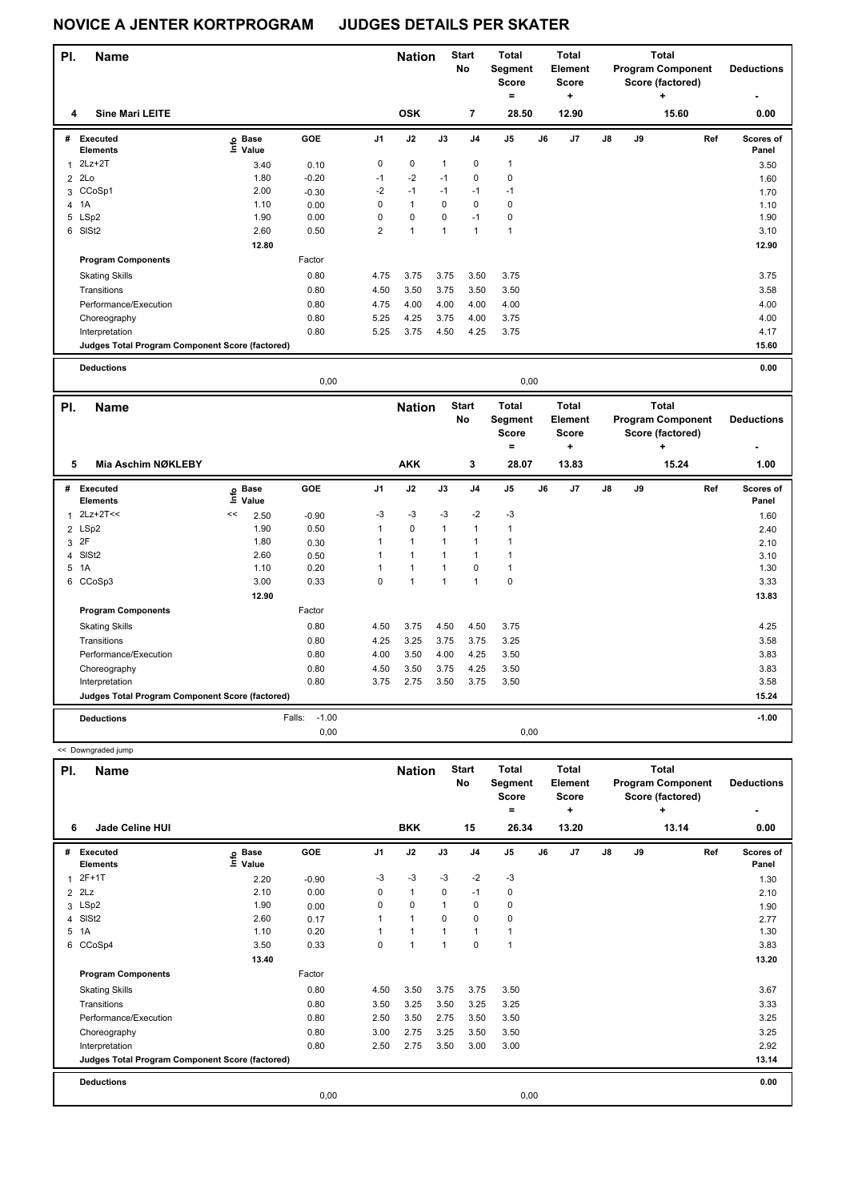# NOVICE A JENTER KORTPROGRAM JUDGES DETAILS PER SKATER

| Pl. | Name | Nation | Start No | Total Segment Score = | Total Element Score + | Total Program Component Score (factored) + | Deductions - |
|---|---|---|---|---|---|---|---|
| 4 | Sine Mari LEITE | OSK | 7 | 28.50 | 12.90 | 15.60 | 0.00 |

| # | Executed Elements | Info | Base Value | GOE | J1 | J2 | J3 | J4 | J5 | J6 | J7 | J8 | J9 | Ref | Scores of Panel |
|---|---|---|---|---|---|---|---|---|---|---|---|---|---|---|---|
| 1 | 2Lz+2T | | 3.40 | 0.10 | 0 | 0 | 1 | 0 | 1 | | | | | | 3.50 |
| 2 | 2Lo | | 1.80 | -0.20 | -1 | -2 | -1 | 0 | 0 | | | | | | 1.60 |
| 3 | CCoSp1 | | 2.00 | -0.30 | -2 | -1 | -1 | -1 | -1 | | | | | | 1.70 |
| 4 | 1A | | 1.10 | 0.00 | 0 | 1 | 0 | 0 | 0 | | | | | | 1.10 |
| 5 | LSp2 | | 1.90 | 0.00 | 0 | 0 | 0 | -1 | 0 | | | | | | 1.90 |
| 6 | SlSt2 | | 2.60 | 0.50 | 2 | 1 | 1 | 1 | 1 | | | | | | 3.10 |
| | | | 12.80 | | | | | | | | | | | | 12.90 |
| | **Program Components** | | | Factor | | | | | | | | | | | |
| | Skating Skills | | | 0.80 | 4.75 | 3.75 | 3.75 | 3.50 | 3.75 | | | | | | 3.75 |
| | Transitions | | | 0.80 | 4.50 | 3.50 | 3.75 | 3.50 | 3.50 | | | | | | 3.58 |
| | Performance/Execution | | | 0.80 | 4.75 | 4.00 | 4.00 | 4.00 | 4.00 | | | | | | 4.00 |
| | Choreography | | | 0.80 | 5.25 | 4.25 | 3.75 | 4.00 | 3.75 | | | | | | 4.00 |
| | Interpretation | | | 0.80 | 5.25 | 3.75 | 4.50 | 4.25 | 3.75 | | | | | | 4.17 |
| | **Judges Total Program Component Score (factored)** | | | | | | | | | | | | | | 15.60 |
| | **Deductions** | | | | | | | | | | | | | | 0.00 |
| | | | | 0,00 | | | | | 0,00 | | | | | | |

| Pl. | Name | Nation | Start No | Total Segment Score = | Total Element Score + | Total Program Component Score (factored) + | Deductions - |
|---|---|---|---|---|---|---|---|
| 5 | Mia Aschim NØKLEBY | AKK | 3 | 28.07 | 13.83 | 15.24 | 1.00 |

| # | Executed Elements | Info | Base Value | GOE | J1 | J2 | J3 | J4 | J5 | J6 | J7 | J8 | J9 | Ref | Scores of Panel |
|---|---|---|---|---|---|---|---|---|---|---|---|---|---|---|---|
| 1 | 2Lz+2T<< | << | 2.50 | -0.90 | -3 | -3 | -3 | -2 | -3 | | | | | | 1.60 |
| 2 | LSp2 | | 1.90 | 0.50 | 1 | 0 | 1 | 1 | 1 | | | | | | 2.40 |
| 3 | 2F | | 1.80 | 0.30 | 1 | 1 | 1 | 1 | 1 | | | | | | 2.10 |
| 4 | SlSt2 | | 2.60 | 0.50 | 1 | 1 | 1 | 1 | 1 | | | | | | 3.10 |
| 5 | 1A | | 1.10 | 0.20 | 1 | 1 | 1 | 0 | 1 | | | | | | 1.30 |
| 6 | CCoSp3 | | 3.00 | 0.33 | 0 | 1 | 1 | 1 | 0 | | | | | | 3.33 |
| | | | 12.90 | | | | | | | | | | | | 13.83 |
| | **Program Components** | | | Factor | | | | | | | | | | | |
| | Skating Skills | | | 0.80 | 4.50 | 3.75 | 4.50 | 4.50 | 3.75 | | | | | | 4.25 |
| | Transitions | | | 0.80 | 4.25 | 3.25 | 3.75 | 3.75 | 3.25 | | | | | | 3.58 |
| | Performance/Execution | | | 0.80 | 4.00 | 3.50 | 4.00 | 4.25 | 3.50 | | | | | | 3.83 |
| | Choreography | | | 0.80 | 4.50 | 3.50 | 3.75 | 4.25 | 3.50 | | | | | | 3.83 |
| | Interpretation | | | 0.80 | 3.75 | 2.75 | 3.50 | 3.75 | 3.50 | | | | | | 3.58 |
| | **Judges Total Program Component Score (factored)** | | | | | | | | | | | | | | 15.24 |
| | **Deductions** | | | Falls: -1.00 | | | | | | | | | | | -1.00 |
| | | | | 0,00 | | | | | 0,00 | | | | | | |

<< Downgraded jump

| Pl. | Name | Nation | Start No | Total Segment Score = | Total Element Score + | Total Program Component Score (factored) + | Deductions - |
|---|---|---|---|---|---|---|---|
| 6 | Jade Celine HUI | BKK | 15 | 26.34 | 13.20 | 13.14 | 0.00 |

| # | Executed Elements | Info | Base Value | GOE | J1 | J2 | J3 | J4 | J5 | J6 | J7 | J8 | J9 | Ref | Scores of Panel |
|---|---|---|---|---|---|---|---|---|---|---|---|---|---|---|---|
| 1 | 2F+1T | | 2.20 | -0.90 | -3 | -3 | -3 | -2 | -3 | | | | | | 1.30 |
| 2 | 2Lz | | 2.10 | 0.00 | 0 | 1 | 0 | -1 | 0 | | | | | | 2.10 |
| 3 | LSp2 | | 1.90 | 0.00 | 0 | 0 | 1 | 0 | 0 | | | | | | 1.90 |
| 4 | SlSt2 | | 2.60 | 0.17 | 1 | 1 | 0 | 0 | 0 | | | | | | 2.77 |
| 5 | 1A | | 1.10 | 0.20 | 1 | 1 | 1 | 1 | 1 | | | | | | 1.30 |
| 6 | CCoSp4 | | 3.50 | 0.33 | 0 | 1 | 1 | 0 | 1 | | | | | | 3.83 |
| | | | 13.40 | | | | | | | | | | | | 13.20 |
| | **Program Components** | | | Factor | | | | | | | | | | | |
| | Skating Skills | | | 0.80 | 4.50 | 3.50 | 3.75 | 3.75 | 3.50 | | | | | | 3.67 |
| | Transitions | | | 0.80 | 3.50 | 3.25 | 3.50 | 3.25 | 3.25 | | | | | | 3.33 |
| | Performance/Execution | | | 0.80 | 2.50 | 3.50 | 2.75 | 3.50 | 3.50 | | | | | | 3.25 |
| | Choreography | | | 0.80 | 3.00 | 2.75 | 3.25 | 3.50 | 3.50 | | | | | | 3.25 |
| | Interpretation | | | 0.80 | 2.50 | 2.75 | 3.50 | 3.00 | 3.00 | | | | | | 2.92 |
| | **Judges Total Program Component Score (factored)** | | | | | | | | | | | | | | 13.14 |
| | **Deductions** | | | | | | | | | | | | | | 0.00 |
| | | | | 0,00 | | | | | 0,00 | | | | | | |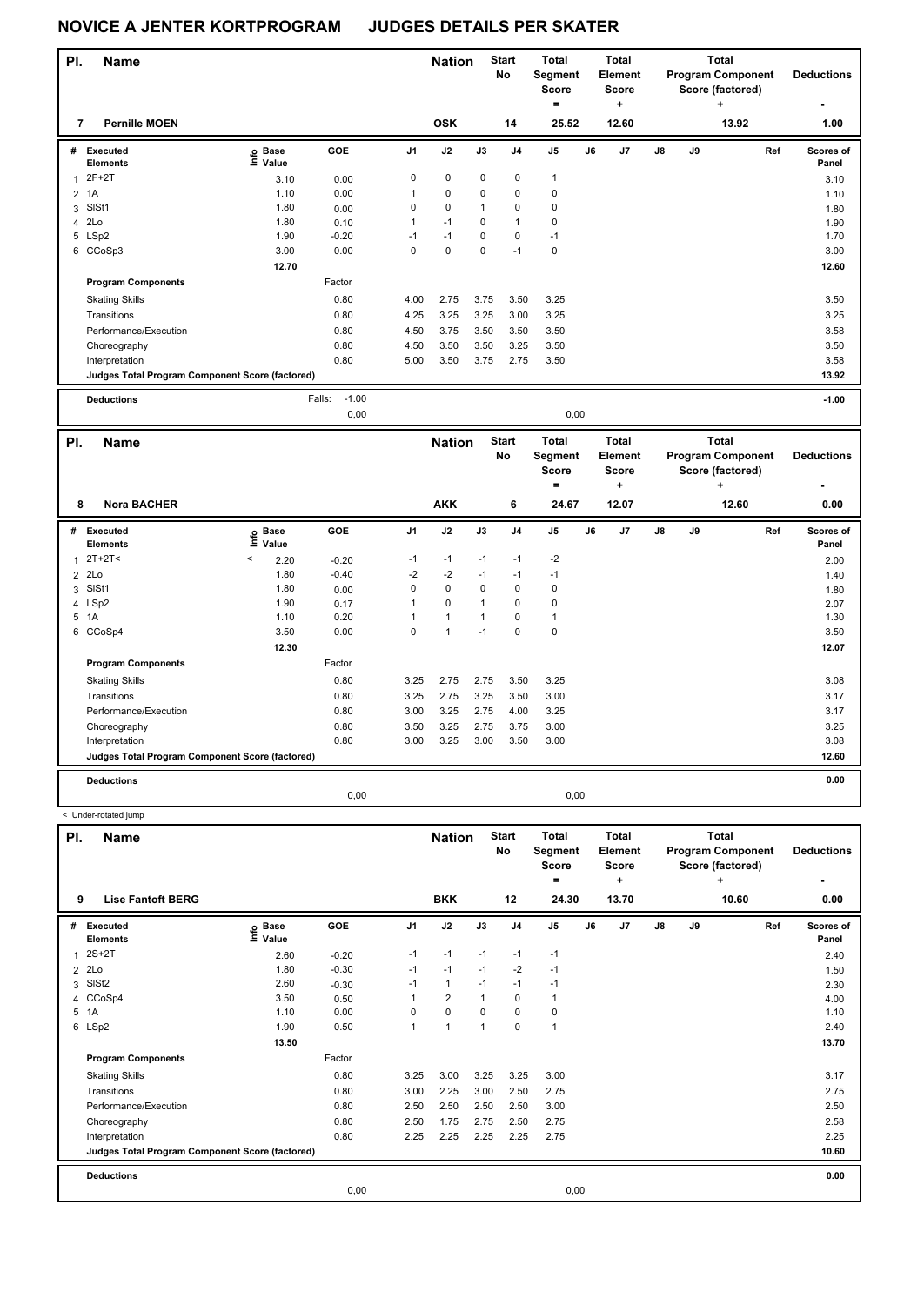# NOVICE A JENTER KORTPROGRAM JUDGES DETAILS PER SKATER

| Pl. | Name | Nation | Start No | Total Segment Score = | Total Element Score + | Total Program Component Score (factored) + | Deductions - |
|---|---|---|---|---|---|---|---|
| 7 | Pernille MOEN | OSK | 14 | 25.52 | 12.60 | 13.92 | 1.00 |

| # | Executed Elements | Info | Base Value | GOE | J1 | J2 | J3 | J4 | J5 | J6 | J7 | J8 | J9 | Ref | Scores of Panel |
|---|---|---|---|---|---|---|---|---|---|---|---|---|---|---|---|
| 1 | 2F+2T | | 3.10 | 0.00 | 0 | 0 | 0 | 0 | 1 | | | | | | 3.10 |
| 2 | 1A | | 1.10 | 0.00 | 1 | 0 | 0 | 0 | 0 | | | | | | 1.10 |
| 3 | SlSt1 | | 1.80 | 0.00 | 0 | 0 | 1 | 0 | 0 | | | | | | 1.80 |
| 4 | 2Lo | | 1.80 | 0.10 | 1 | -1 | 0 | 1 | 0 | | | | | | 1.90 |
| 5 | LSp2 | | 1.90 | -0.20 | -1 | -1 | 0 | 0 | -1 | | | | | | 1.70 |
| 6 | CCoSp3 | | 3.00 | 0.00 | 0 | 0 | 0 | -1 | 0 | | | | | | 3.00 |
| | | | 12.70 | | | | | | | | | | | | 12.60 |
| | **Program Components** | | | Factor | | | | | | | | | | | |
| | Skating Skills | | | 0.80 | 4.00 | 2.75 | 3.75 | 3.50 | 3.25 | | | | | | 3.50 |
| | Transitions | | | 0.80 | 4.25 | 3.25 | 3.25 | 3.00 | 3.25 | | | | | | 3.25 |
| | Performance/Execution | | | 0.80 | 4.50 | 3.75 | 3.50 | 3.50 | 3.50 | | | | | | 3.58 |
| | Choreography | | | 0.80 | 4.50 | 3.50 | 3.50 | 3.25 | 3.50 | | | | | | 3.50 |
| | Interpretation | | | 0.80 | 5.00 | 3.50 | 3.75 | 2.75 | 3.50 | | | | | | 3.58 |
| | **Judges Total Program Component Score (factored)** | | | | | | | | | | | | | | 13.92 |
| | **Deductions** | | | Falls: -1.00 | | | | | | | | | | | -1.00 |
| | | | | 0,00 | | | | | 0,00 | | | | | | |

| Pl. | Name | Nation | Start No | Total Segment Score = | Total Element Score + | Total Program Component Score (factored) + | Deductions - |
|---|---|---|---|---|---|---|---|
| 8 | Nora BACHER | AKK | 6 | 24.67 | 12.07 | 12.60 | 0.00 |

| # | Executed Elements | Info | Base Value | GOE | J1 | J2 | J3 | J4 | J5 | J6 | J7 | J8 | J9 | Ref | Scores of Panel |
|---|---|---|---|---|---|---|---|---|---|---|---|---|---|---|---|
| 1 | 2T+2T< | < | 2.20 | -0.20 | -1 | -1 | -1 | -1 | -2 | | | | | | 2.00 |
| 2 | 2Lo | | 1.80 | -0.40 | -2 | -2 | -1 | -1 | -1 | | | | | | 1.40 |
| 3 | SlSt1 | | 1.80 | 0.00 | 0 | 0 | 0 | 0 | 0 | | | | | | 1.80 |
| 4 | LSp2 | | 1.90 | 0.17 | 1 | 0 | 1 | 0 | 0 | | | | | | 2.07 |
| 5 | 1A | | 1.10 | 0.20 | 1 | 1 | 1 | 0 | 1 | | | | | | 1.30 |
| 6 | CCoSp4 | | 3.50 | 0.00 | 0 | 1 | -1 | 0 | 0 | | | | | | 3.50 |
| | | | 12.30 | | | | | | | | | | | | 12.07 |
| | **Program Components** | | | Factor | | | | | | | | | | | |
| | Skating Skills | | | 0.80 | 3.25 | 2.75 | 2.75 | 3.50 | 3.25 | | | | | | 3.08 |
| | Transitions | | | 0.80 | 3.25 | 2.75 | 3.25 | 3.50 | 3.00 | | | | | | 3.17 |
| | Performance/Execution | | | 0.80 | 3.00 | 3.25 | 2.75 | 4.00 | 3.25 | | | | | | 3.17 |
| | Choreography | | | 0.80 | 3.50 | 3.25 | 2.75 | 3.75 | 3.00 | | | | | | 3.25 |
| | Interpretation | | | 0.80 | 3.00 | 3.25 | 3.00 | 3.50 | 3.00 | | | | | | 3.08 |
| | **Judges Total Program Component Score (factored)** | | | | | | | | | | | | | | 12.60 |
| | **Deductions** | | | | | | | | | | | | | | 0.00 |
| | | | | 0,00 | | | | | 0,00 | | | | | | |

< Under-rotated jump

| Pl. | Name | Nation | Start No | Total Segment Score = | Total Element Score + | Total Program Component Score (factored) + | Deductions - |
|---|---|---|---|---|---|---|---|
| 9 | Lise Fantoft BERG | BKK | 12 | 24.30 | 13.70 | 10.60 | 0.00 |

| # | Executed Elements | Info | Base Value | GOE | J1 | J2 | J3 | J4 | J5 | J6 | J7 | J8 | J9 | Ref | Scores of Panel |
|---|---|---|---|---|---|---|---|---|---|---|---|---|---|---|---|
| 1 | 2S+2T | | 2.60 | -0.20 | -1 | -1 | -1 | -1 | -1 | | | | | | 2.40 |
| 2 | 2Lo | | 1.80 | -0.30 | -1 | -1 | -1 | -2 | -1 | | | | | | 1.50 |
| 3 | SlSt2 | | 2.60 | -0.30 | -1 | 1 | -1 | -1 | -1 | | | | | | 2.30 |
| 4 | CCoSp4 | | 3.50 | 0.50 | 1 | 2 | 1 | 0 | 1 | | | | | | 4.00 |
| 5 | 1A | | 1.10 | 0.00 | 0 | 0 | 0 | 0 | 0 | | | | | | 1.10 |
| 6 | LSp2 | | 1.90 | 0.50 | 1 | 1 | 1 | 0 | 1 | | | | | | 2.40 |
| | | | 13.50 | | | | | | | | | | | | 13.70 |
| | **Program Components** | | | Factor | | | | | | | | | | | |
| | Skating Skills | | | 0.80 | 3.25 | 3.00 | 3.25 | 3.25 | 3.00 | | | | | | 3.17 |
| | Transitions | | | 0.80 | 3.00 | 2.25 | 3.00 | 2.50 | 2.75 | | | | | | 2.75 |
| | Performance/Execution | | | 0.80 | 2.50 | 2.50 | 2.50 | 2.50 | 3.00 | | | | | | 2.50 |
| | Choreography | | | 0.80 | 2.50 | 1.75 | 2.75 | 2.50 | 2.75 | | | | | | 2.58 |
| | Interpretation | | | 0.80 | 2.25 | 2.25 | 2.25 | 2.25 | 2.75 | | | | | | 2.25 |
| | **Judges Total Program Component Score (factored)** | | | | | | | | | | | | | | 10.60 |
| | **Deductions** | | | | | | | | | | | | | | 0.00 |
| | | | | 0,00 | | | | | 0,00 | | | | | | |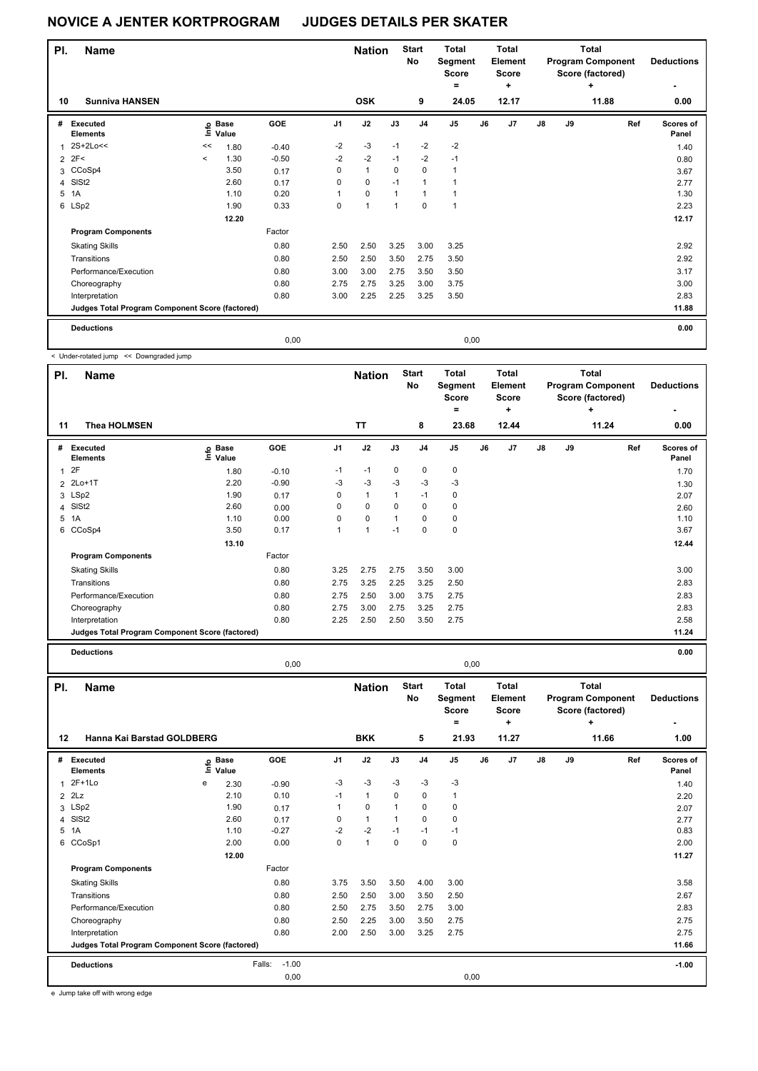# NOVICE A JENTER KORTPROGRAM JUDGES DETAILS PER SKATER

| Pl. | Name | Nation | Start No | Total Segment Score = | Total Element Score + | Total Program Component Score (factored) + | Deductions - |
|---|---|---|---|---|---|---|---|
| 10 | Sunniva HANSEN | OSK | 9 | 24.05 | 12.17 | 11.88 | 0.00 |

| # | Executed Elements | Info | Base Value | GOE | J1 | J2 | J3 | J4 | J5 | J6 | J7 | J8 | J9 | Ref | Scores of Panel |
|---|---|---|---|---|---|---|---|---|---|---|---|---|---|---|---|
| 1 | 2S+2Lo<< | << | 1.80 | -0.40 | -2 | -3 | -1 | -2 | -2 | | | | | | 1.40 |
| 2 | 2F< | < | 1.30 | -0.50 | -2 | -2 | -1 | -2 | -1 | | | | | | 0.80 |
| 3 | CCoSp4 | | 3.50 | 0.17 | 0 | 1 | 0 | 0 | 1 | | | | | | 3.67 |
| 4 | SlSt2 | | 2.60 | 0.17 | 0 | 0 | -1 | 1 | 1 | | | | | | 2.77 |
| 5 | 1A | | 1.10 | 0.20 | 1 | 0 | 1 | 1 | 1 | | | | | | 1.30 |
| 6 | LSp2 | | 1.90 | 0.33 | 0 | 1 | 1 | 0 | 1 | | | | | | 2.23 |
| | | | 12.20 | | | | | | | | | | | | 12.17 |
| | **Program Components** | | | Factor | | | | | | | | | | | |
| | Skating Skills | | | 0.80 | 2.50 | 2.50 | 3.25 | 3.00 | 3.25 | | | | | | 2.92 |
| | Transitions | | | 0.80 | 2.50 | 2.50 | 3.50 | 2.75 | 3.50 | | | | | | 2.92 |
| | Performance/Execution | | | 0.80 | 3.00 | 3.00 | 2.75 | 3.50 | 3.50 | | | | | | 3.17 |
| | Choreography | | | 0.80 | 2.75 | 2.75 | 3.25 | 3.00 | 3.75 | | | | | | 3.00 |
| | Interpretation | | | 0.80 | 3.00 | 2.25 | 2.25 | 3.25 | 3.50 | | | | | | 2.83 |
| | **Judges Total Program Component Score (factored)** | | | | | | | | | | | | | | 11.88 |
| | **Deductions** | | | | | | | | | | | | | | 0.00 |
| | | | | 0,00 | | | | | 0,00 | | | | | | |

< Under-rotated jump << Downgraded jump

| Pl. | Name | Nation | Start No | Total Segment Score = | Total Element Score + | Total Program Component Score (factored) + | Deductions - |
|---|---|---|---|---|---|---|---|
| 11 | Thea HOLMSEN | TT | 8 | 23.68 | 12.44 | 11.24 | 0.00 |

| # | Executed Elements | Info | Base Value | GOE | J1 | J2 | J3 | J4 | J5 | J6 | J7 | J8 | J9 | Ref | Scores of Panel |
|---|---|---|---|---|---|---|---|---|---|---|---|---|---|---|---|
| 1 | 2F | | 1.80 | -0.10 | -1 | -1 | 0 | 0 | 0 | | | | | | 1.70 |
| 2 | 2Lo+1T | | 2.20 | -0.90 | -3 | -3 | -3 | -3 | -3 | | | | | | 1.30 |
| 3 | LSp2 | | 1.90 | 0.17 | 0 | 1 | 1 | -1 | 0 | | | | | | 2.07 |
| 4 | SlSt2 | | 2.60 | 0.00 | 0 | 0 | 0 | 0 | 0 | | | | | | 2.60 |
| 5 | 1A | | 1.10 | 0.00 | 0 | 0 | 1 | 0 | 0 | | | | | | 1.10 |
| 6 | CCoSp4 | | 3.50 | 0.17 | 1 | 1 | -1 | 0 | 0 | | | | | | 3.67 |
| | | | 13.10 | | | | | | | | | | | | 12.44 |
| | **Program Components** | | | Factor | | | | | | | | | | | |
| | Skating Skills | | | 0.80 | 3.25 | 2.75 | 2.75 | 3.50 | 3.00 | | | | | | 3.00 |
| | Transitions | | | 0.80 | 2.75 | 3.25 | 2.25 | 3.25 | 2.50 | | | | | | 2.83 |
| | Performance/Execution | | | 0.80 | 2.75 | 2.50 | 3.00 | 3.75 | 2.75 | | | | | | 2.83 |
| | Choreography | | | 0.80 | 2.75 | 3.00 | 2.75 | 3.25 | 2.75 | | | | | | 2.83 |
| | Interpretation | | | 0.80 | 2.25 | 2.50 | 2.50 | 3.50 | 2.75 | | | | | | 2.58 |
| | **Judges Total Program Component Score (factored)** | | | | | | | | | | | | | | 11.24 |
| | **Deductions** | | | | | | | | | | | | | | 0.00 |
| | | | | 0,00 | | | | | 0,00 | | | | | | |

| Pl. | Name | Nation | Start No | Total Segment Score = | Total Element Score + | Total Program Component Score (factored) + | Deductions - |
|---|---|---|---|---|---|---|---|
| 12 | Hanna Kai Barstad GOLDBERG | BKK | 5 | 21.93 | 11.27 | 11.66 | 1.00 |

| # | Executed Elements | Info | Base Value | GOE | J1 | J2 | J3 | J4 | J5 | J6 | J7 | J8 | J9 | Ref | Scores of Panel |
|---|---|---|---|---|---|---|---|---|---|---|---|---|---|---|---|
| 1 | 2F+1Lo | e | 2.30 | -0.90 | -3 | -3 | -3 | -3 | -3 | | | | | | 1.40 |
| 2 | 2Lz | | 2.10 | 0.10 | -1 | 1 | 0 | 0 | 1 | | | | | | 2.20 |
| 3 | LSp2 | | 1.90 | 0.17 | 1 | 0 | 1 | 0 | 0 | | | | | | 2.07 |
| 4 | SlSt2 | | 2.60 | 0.17 | 0 | 1 | 1 | 0 | 0 | | | | | | 2.77 |
| 5 | 1A | | 1.10 | -0.27 | -2 | -2 | -1 | -1 | -1 | | | | | | 0.83 |
| 6 | CCoSp1 | | 2.00 | 0.00 | 0 | 1 | 0 | 0 | 0 | | | | | | 2.00 |
| | | | 12.00 | | | | | | | | | | | | 11.27 |
| | **Program Components** | | | Factor | | | | | | | | | | | |
| | Skating Skills | | | 0.80 | 3.75 | 3.50 | 3.50 | 4.00 | 3.00 | | | | | | 3.58 |
| | Transitions | | | 0.80 | 2.50 | 2.50 | 3.00 | 3.50 | 2.50 | | | | | | 2.67 |
| | Performance/Execution | | | 0.80 | 2.50 | 2.75 | 3.50 | 2.75 | 3.00 | | | | | | 2.83 |
| | Choreography | | | 0.80 | 2.50 | 2.25 | 3.00 | 3.50 | 2.75 | | | | | | 2.75 |
| | Interpretation | | | 0.80 | 2.00 | 2.50 | 3.00 | 3.25 | 2.75 | | | | | | 2.75 |
| | **Judges Total Program Component Score (factored)** | | | | | | | | | | | | | | 11.66 |
| | **Deductions** | | | Falls: -1.00 | | | | | | | | | | | -1.00 |
| | | | | 0,00 | | | | | 0,00 | | | | | | |

e Jump take off with wrong edge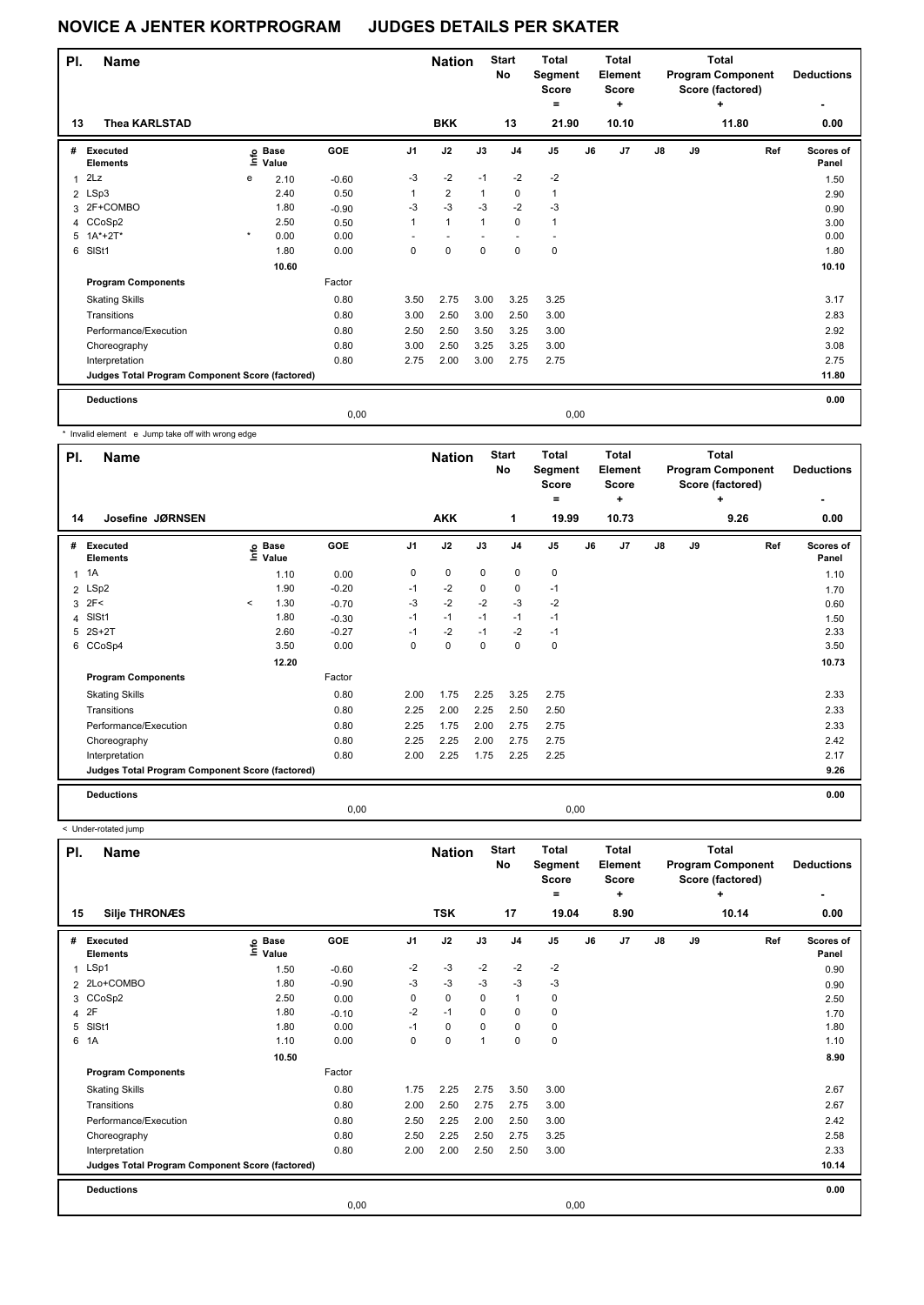# NOVICE A JENTER KORTPROGRAM JUDGES DETAILS PER SKATER

| Pl. | Name | Nation | Start No | Total Segment Score = | Total Element Score + | Total Program Component Score (factored) + | Deductions - |
|---|---|---|---|---|---|---|---|
| 13 | Thea KARLSTAD | BKK | 13 | 21.90 | 10.10 | 11.80 | 0.00 |

| # | Executed Elements | Info | Base Value | GOE | J1 | J2 | J3 | J4 | J5 | J6 | J7 | J8 | J9 | Ref | Scores of Panel |
|---|---|---|---|---|---|---|---|---|---|---|---|---|---|---|---|
| 1 | 2Lz | e | 2.10 | -0.60 | -3 | -2 | -1 | -2 | -2 | | | | | | 1.50 |
| 2 | LSp3 | | 2.40 | 0.50 | 1 | 2 | 1 | 0 | 1 | | | | | | 2.90 |
| 3 | 2F+COMBO | | 1.80 | -0.90 | -3 | -3 | -3 | -2 | -3 | | | | | | 0.90 |
| 4 | CCoSp2 | | 2.50 | 0.50 | 1 | 1 | 1 | 0 | 1 | | | | | | 3.00 |
| 5 | 1A*+2T* | * | 0.00 | 0.00 | - | - | - | - | - | | | | | | 0.00 |
| 6 | SlSt1 | | 1.80 | 0.00 | 0 | 0 | 0 | 0 | 0 | | | | | | 1.80 |
| | | | 10.60 | | | | | | | | | | | | 10.10 |
| | **Program Components** | | | Factor | | | | | | | | | | | |
| | Skating Skills | | | 0.80 | 3.50 | 2.75 | 3.00 | 3.25 | 3.25 | | | | | | 3.17 |
| | Transitions | | | 0.80 | 3.00 | 2.50 | 3.00 | 2.50 | 3.00 | | | | | | 2.83 |
| | Performance/Execution | | | 0.80 | 2.50 | 2.50 | 3.50 | 3.25 | 3.00 | | | | | | 2.92 |
| | Choreography | | | 0.80 | 3.00 | 2.50 | 3.25 | 3.25 | 3.00 | | | | | | 3.08 |
| | Interpretation | | | 0.80 | 2.75 | 2.00 | 3.00 | 2.75 | 2.75 | | | | | | 2.75 |
| | **Judges Total Program Component Score (factored)** | | | | | | | | | | | | | | 11.80 |
| | **Deductions** | | | | | | | | | | | | | | 0.00 |
| | | | | 0,00 | | | | | 0,00 | | | | | | |

\* Invalid element e Jump take off with wrong edge

| Pl. | Name | Nation | Start No | Total Segment Score = | Total Element Score + | Total Program Component Score (factored) + | Deductions - |
|---|---|---|---|---|---|---|---|
| 14 | Josefine JØRNSEN | AKK | 1 | 19.99 | 10.73 | 9.26 | 0.00 |

| # | Executed Elements | Info | Base Value | GOE | J1 | J2 | J3 | J4 | J5 | J6 | J7 | J8 | J9 | Ref | Scores of Panel |
|---|---|---|---|---|---|---|---|---|---|---|---|---|---|---|---|
| 1 | 1A | | 1.10 | 0.00 | 0 | 0 | 0 | 0 | 0 | | | | | | 1.10 |
| 2 | LSp2 | | 1.90 | -0.20 | -1 | -2 | 0 | 0 | -1 | | | | | | 1.70 |
| 3 | 2F< | < | 1.30 | -0.70 | -3 | -2 | -2 | -3 | -2 | | | | | | 0.60 |
| 4 | SlSt1 | | 1.80 | -0.30 | -1 | -1 | -1 | -1 | -1 | | | | | | 1.50 |
| 5 | 2S+2T | | 2.60 | -0.27 | -1 | -2 | -1 | -2 | -1 | | | | | | 2.33 |
| 6 | CCoSp4 | | 3.50 | 0.00 | 0 | 0 | 0 | 0 | 0 | | | | | | 3.50 |
| | | | 12.20 | | | | | | | | | | | | 10.73 |
| | **Program Components** | | | Factor | | | | | | | | | | | |
| | Skating Skills | | | 0.80 | 2.00 | 1.75 | 2.25 | 3.25 | 2.75 | | | | | | 2.33 |
| | Transitions | | | 0.80 | 2.25 | 2.00 | 2.25 | 2.50 | 2.50 | | | | | | 2.33 |
| | Performance/Execution | | | 0.80 | 2.25 | 1.75 | 2.00 | 2.75 | 2.75 | | | | | | 2.33 |
| | Choreography | | | 0.80 | 2.25 | 2.25 | 2.00 | 2.75 | 2.75 | | | | | | 2.42 |
| | Interpretation | | | 0.80 | 2.00 | 2.25 | 1.75 | 2.25 | 2.25 | | | | | | 2.17 |
| | **Judges Total Program Component Score (factored)** | | | | | | | | | | | | | | 9.26 |
| | **Deductions** | | | | | | | | | | | | | | 0.00 |
| | | | | 0,00 | | | | | 0,00 | | | | | | |

< Under-rotated jump

| Pl. | Name | Nation | Start No | Total Segment Score = | Total Element Score + | Total Program Component Score (factored) + | Deductions - |
|---|---|---|---|---|---|---|---|
| 15 | Silje THRONÆS | TSK | 17 | 19.04 | 8.90 | 10.14 | 0.00 |

| # | Executed Elements | Info | Base Value | GOE | J1 | J2 | J3 | J4 | J5 | J6 | J7 | J8 | J9 | Ref | Scores of Panel |
|---|---|---|---|---|---|---|---|---|---|---|---|---|---|---|---|
| 1 | LSp1 | | 1.50 | -0.60 | -2 | -3 | -2 | -2 | -2 | | | | | | 0.90 |
| 2 | 2Lo+COMBO | | 1.80 | -0.90 | -3 | -3 | -3 | -3 | -3 | | | | | | 0.90 |
| 3 | CCoSp2 | | 2.50 | 0.00 | 0 | 0 | 0 | 1 | 0 | | | | | | 2.50 |
| 4 | 2F | | 1.80 | -0.10 | -2 | -1 | 0 | 0 | 0 | | | | | | 1.70 |
| 5 | SlSt1 | | 1.80 | 0.00 | -1 | 0 | 0 | 0 | 0 | | | | | | 1.80 |
| 6 | 1A | | 1.10 | 0.00 | 0 | 0 | 1 | 0 | 0 | | | | | | 1.10 |
| | | | 10.50 | | | | | | | | | | | | 8.90 |
| | **Program Components** | | | Factor | | | | | | | | | | | |
| | Skating Skills | | | 0.80 | 1.75 | 2.25 | 2.75 | 3.50 | 3.00 | | | | | | 2.67 |
| | Transitions | | | 0.80 | 2.00 | 2.50 | 2.75 | 2.75 | 3.00 | | | | | | 2.67 |
| | Performance/Execution | | | 0.80 | 2.50 | 2.25 | 2.00 | 2.50 | 3.00 | | | | | | 2.42 |
| | Choreography | | | 0.80 | 2.50 | 2.25 | 2.50 | 2.75 | 3.25 | | | | | | 2.58 |
| | Interpretation | | | 0.80 | 2.00 | 2.00 | 2.50 | 2.50 | 3.00 | | | | | | 2.33 |
| | **Judges Total Program Component Score (factored)** | | | | | | | | | | | | | | 10.14 |
| | **Deductions** | | | | | | | | | | | | | | 0.00 |
| | | | | 0,00 | | | | | 0,00 | | | | | | |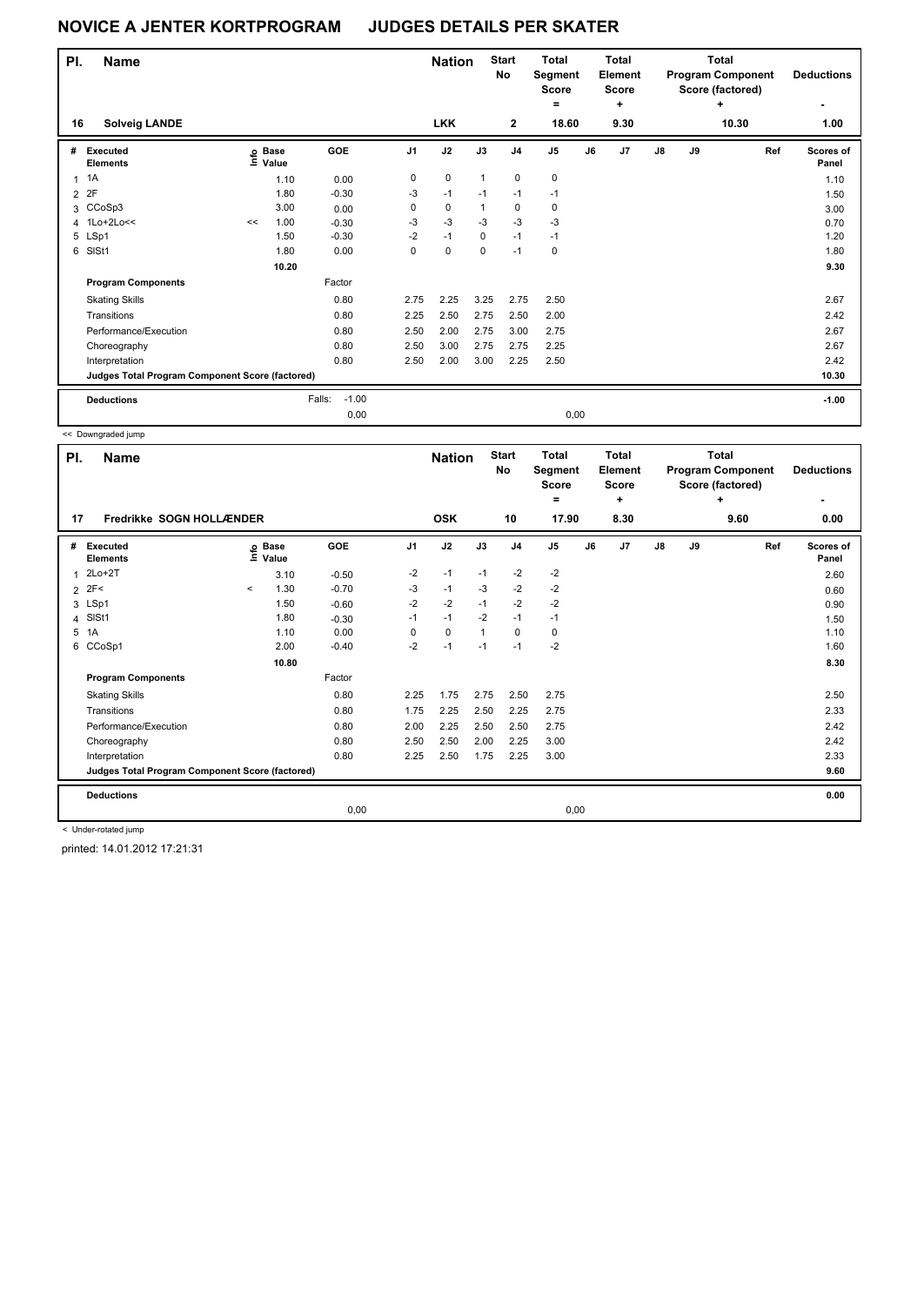# NOVICE A JENTER KORTPROGRAM JUDGES DETAILS PER SKATER

| Pl. | Name | Nation | Start No | Total Segment Score = | Total Element Score + | Total Program Component Score (factored) + | Deductions - |
|---|---|---|---|---|---|---|---|
| 16 | Solveig LANDE | LKK | 2 | 18.60 | 9.30 | 10.30 | 1.00 |

| # | Executed Elements | Info | Base Value | GOE | J1 | J2 | J3 | J4 | J5 | J6 | J7 | J8 | J9 | Ref | Scores of Panel |
|---|---|---|---|---|---|---|---|---|---|---|---|---|---|---|---|
| 1 | 1A | | 1.10 | 0.00 | 0 | 0 | 1 | 0 | 0 | | | | | | 1.10 |
| 2 | 2F | | 1.80 | -0.30 | -3 | -1 | -1 | -1 | -1 | | | | | | 1.50 |
| 3 | CCoSp3 | | 3.00 | 0.00 | 0 | 0 | 1 | 0 | 0 | | | | | | 3.00 |
| 4 | 1Lo+2Lo<< | << | 1.00 | -0.30 | -3 | -3 | -3 | -3 | -3 | | | | | | 0.70 |
| 5 | LSp1 | | 1.50 | -0.30 | -2 | -1 | 0 | -1 | -1 | | | | | | 1.20 |
| 6 | SlSt1 | | 1.80 | 0.00 | 0 | 0 | 0 | -1 | 0 | | | | | | 1.80 |
| | | | 10.20 | | | | | | | | | | | | 9.30 |
| | **Program Components** | | | Factor | | | | | | | | | | | |
| | Skating Skills | | | 0.80 | 2.75 | 2.25 | 3.25 | 2.75 | 2.50 | | | | | | 2.67 |
| | Transitions | | | 0.80 | 2.25 | 2.50 | 2.75 | 2.50 | 2.00 | | | | | | 2.42 |
| | Performance/Execution | | | 0.80 | 2.50 | 2.00 | 2.75 | 3.00 | 2.75 | | | | | | 2.67 |
| | Choreography | | | 0.80 | 2.50 | 3.00 | 2.75 | 2.75 | 2.25 | | | | | | 2.67 |
| | Interpretation | | | 0.80 | 2.50 | 2.00 | 3.00 | 2.25 | 2.50 | | | | | | 2.42 |
| | **Judges Total Program Component Score (factored)** | | | | | | | | | | | | | | 10.30 |
| | **Deductions** | | | Falls: -1.00 | | | | | | | | | | | -1.00 |
| | | | | 0,00 | | | | | 0,00 | | | | | | |

<< Downgraded jump

| Pl. | Name | Nation | Start No | Total Segment Score = | Total Element Score + | Total Program Component Score (factored) + | Deductions - |
|---|---|---|---|---|---|---|---|
| 17 | Fredrikke SOGN HOLLÆNDER | OSK | 10 | 17.90 | 8.30 | 9.60 | 0.00 |

| # | Executed Elements | Info | Base Value | GOE | J1 | J2 | J3 | J4 | J5 | J6 | J7 | J8 | J9 | Ref | Scores of Panel |
|---|---|---|---|---|---|---|---|---|---|---|---|---|---|---|---|
| 1 | 2Lo+2T | | 3.10 | -0.50 | -2 | -1 | -1 | -2 | -2 | | | | | | 2.60 |
| 2 | 2F< | < | 1.30 | -0.70 | -3 | -1 | -3 | -2 | -2 | | | | | | 0.60 |
| 3 | LSp1 | | 1.50 | -0.60 | -2 | -2 | -1 | -2 | -2 | | | | | | 0.90 |
| 4 | SlSt1 | | 1.80 | -0.30 | -1 | -1 | -2 | -1 | -1 | | | | | | 1.50 |
| 5 | 1A | | 1.10 | 0.00 | 0 | 0 | 1 | 0 | 0 | | | | | | 1.10 |
| 6 | CCoSp1 | | 2.00 | -0.40 | -2 | -1 | -1 | -1 | -2 | | | | | | 1.60 |
| | | | 10.80 | | | | | | | | | | | | 8.30 |
| | **Program Components** | | | Factor | | | | | | | | | | | |
| | Skating Skills | | | 0.80 | 2.25 | 1.75 | 2.75 | 2.50 | 2.75 | | | | | | 2.50 |
| | Transitions | | | 0.80 | 1.75 | 2.25 | 2.50 | 2.25 | 2.75 | | | | | | 2.33 |
| | Performance/Execution | | | 0.80 | 2.00 | 2.25 | 2.50 | 2.50 | 2.75 | | | | | | 2.42 |
| | Choreography | | | 0.80 | 2.50 | 2.50 | 2.00 | 2.25 | 3.00 | | | | | | 2.42 |
| | Interpretation | | | 0.80 | 2.25 | 2.50 | 1.75 | 2.25 | 3.00 | | | | | | 2.33 |
| | **Judges Total Program Component Score (factored)** | | | | | | | | | | | | | | 9.60 |
| | **Deductions** | | | | | | | | | | | | | | 0.00 |
| | | | | 0,00 | | | | | 0,00 | | | | | | |

< Under-rotated jump

printed: 14.01.2012 17:21:31